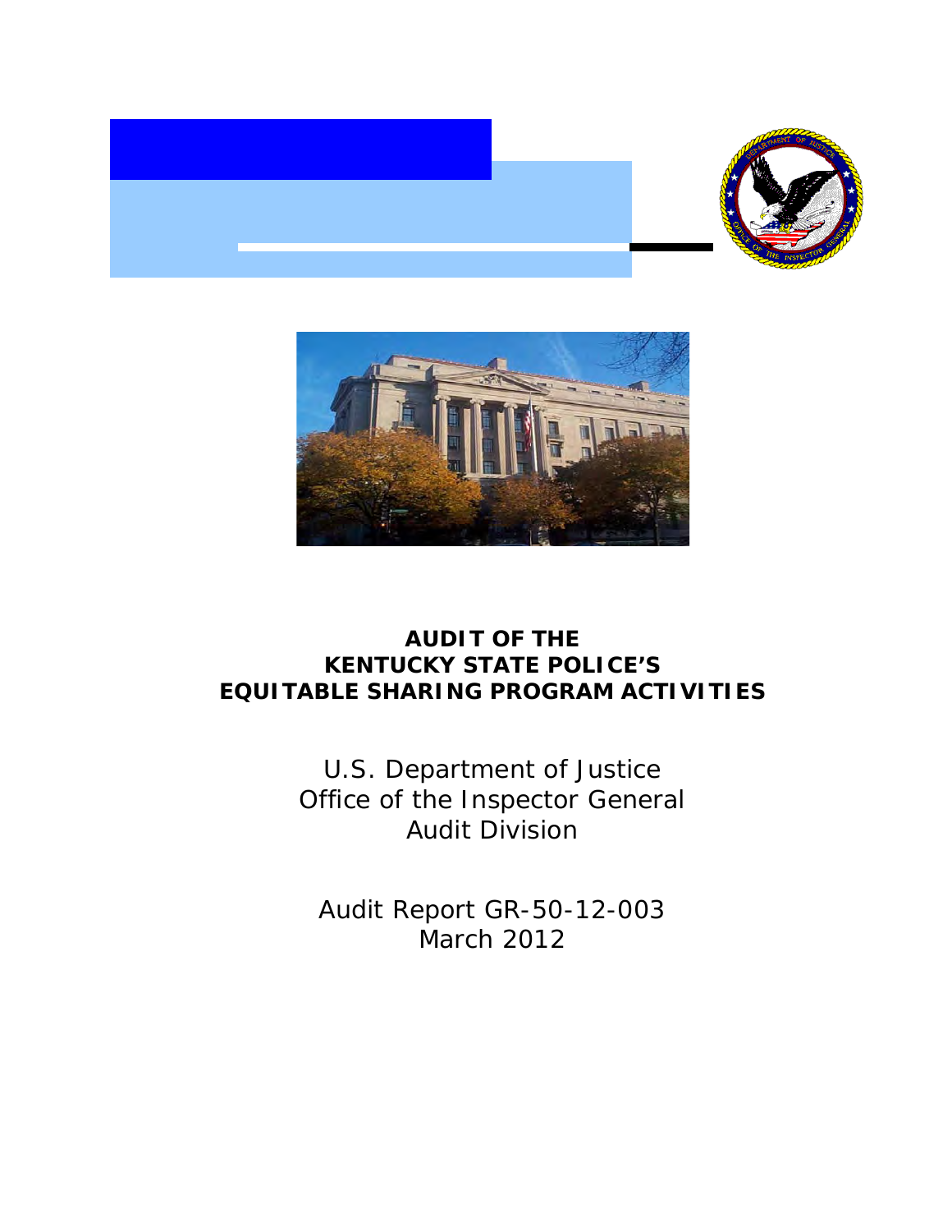# AUDIT OF THE KENTUCKY STATE POLICE'S EQUITABLE SHARING PROGRAM ACTIVITIES

U.S. Department of Justice
Office of the Inspector General
Audit Division

Audit Report GR-50-12-003
March 2012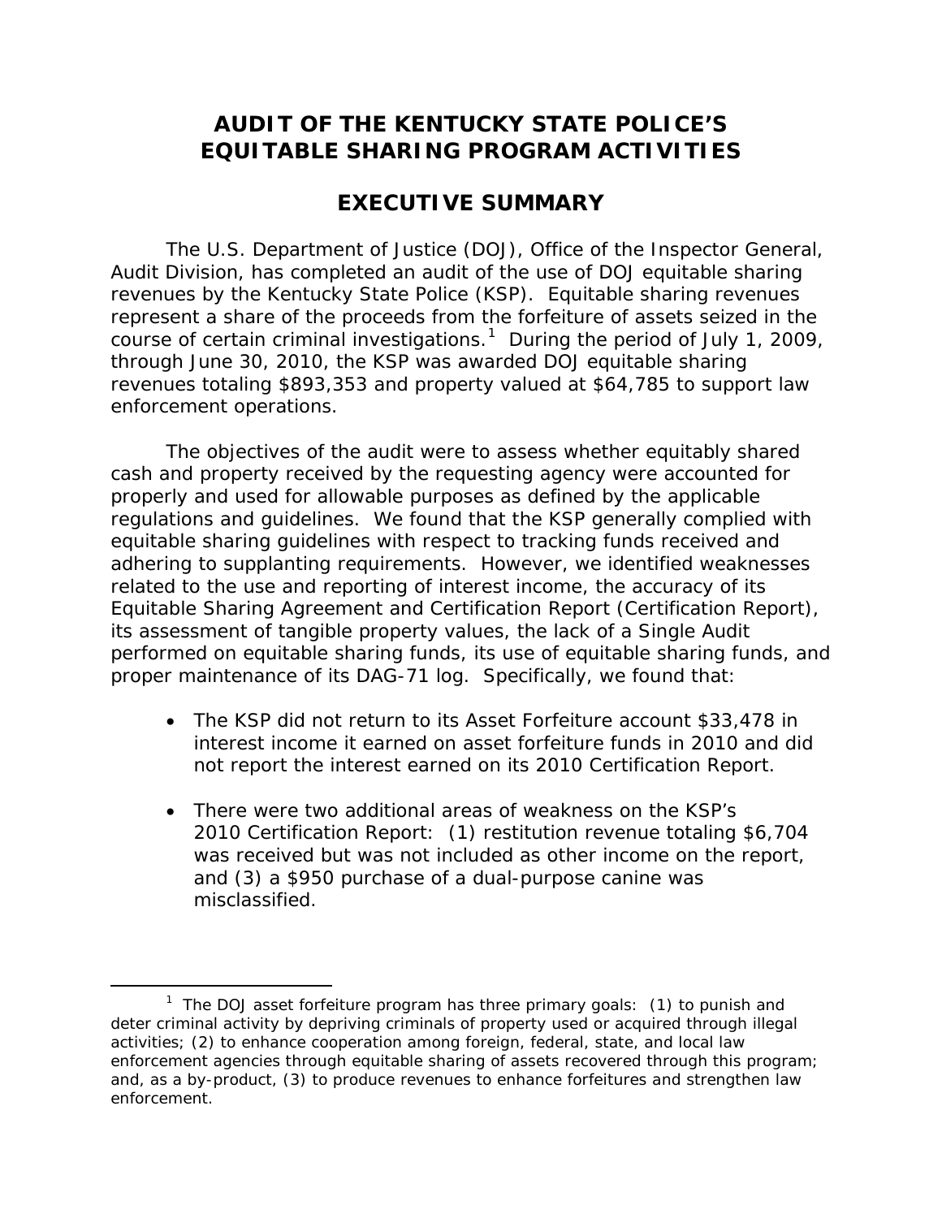# AUDIT OF THE KENTUCKY STATE POLICE'S EQUITABLE SHARING PROGRAM ACTIVITIES

## EXECUTIVE SUMMARY

The U.S. Department of Justice (DOJ), Office of the Inspector General, Audit Division, has completed an audit of the use of DOJ equitable sharing revenues by the Kentucky State Police (KSP). Equitable sharing revenues represent a share of the proceeds from the forfeiture of assets seized in the course of certain criminal investigations.[1] During the period of July 1, 2009, through June 30, 2010, the KSP was awarded DOJ equitable sharing revenues totaling $893,353 and property valued at $64,785 to support law enforcement operations.

The objectives of the audit were to assess whether equitably shared cash and property received by the requesting agency were accounted for properly and used for allowable purposes as defined by the applicable regulations and guidelines. We found that the KSP generally complied with equitable sharing guidelines with respect to tracking funds received and adhering to supplanting requirements. However, we identified weaknesses related to the use and reporting of interest income, the accuracy of its Equitable Sharing Agreement and Certification Report (Certification Report), its assessment of tangible property values, the lack of a Single Audit performed on equitable sharing funds, its use of equitable sharing funds, and proper maintenance of its DAG-71 log. Specifically, we found that:

- The KSP did not return to its Asset Forfeiture account $33,478 in interest income it earned on asset forfeiture funds in 2010 and did not report the interest earned on its 2010 Certification Report.

- There were two additional areas of weakness on the KSP's 2010 Certification Report: (1) restitution revenue totaling $6,704 was received but was not included as other income on the report, and (2) a $950 purchase of a dual-purpose canine was misclassified.

[1] The DOJ asset forfeiture program has three primary goals: (1) to punish and deter criminal activity by depriving criminals of property used or acquired through illegal activities; (2) to enhance cooperation among foreign, federal, state, and local law enforcement agencies through equitable sharing of assets recovered through this program; and, as a by-product, (3) to produce revenues to enhance forfeitures and strengthen law enforcement.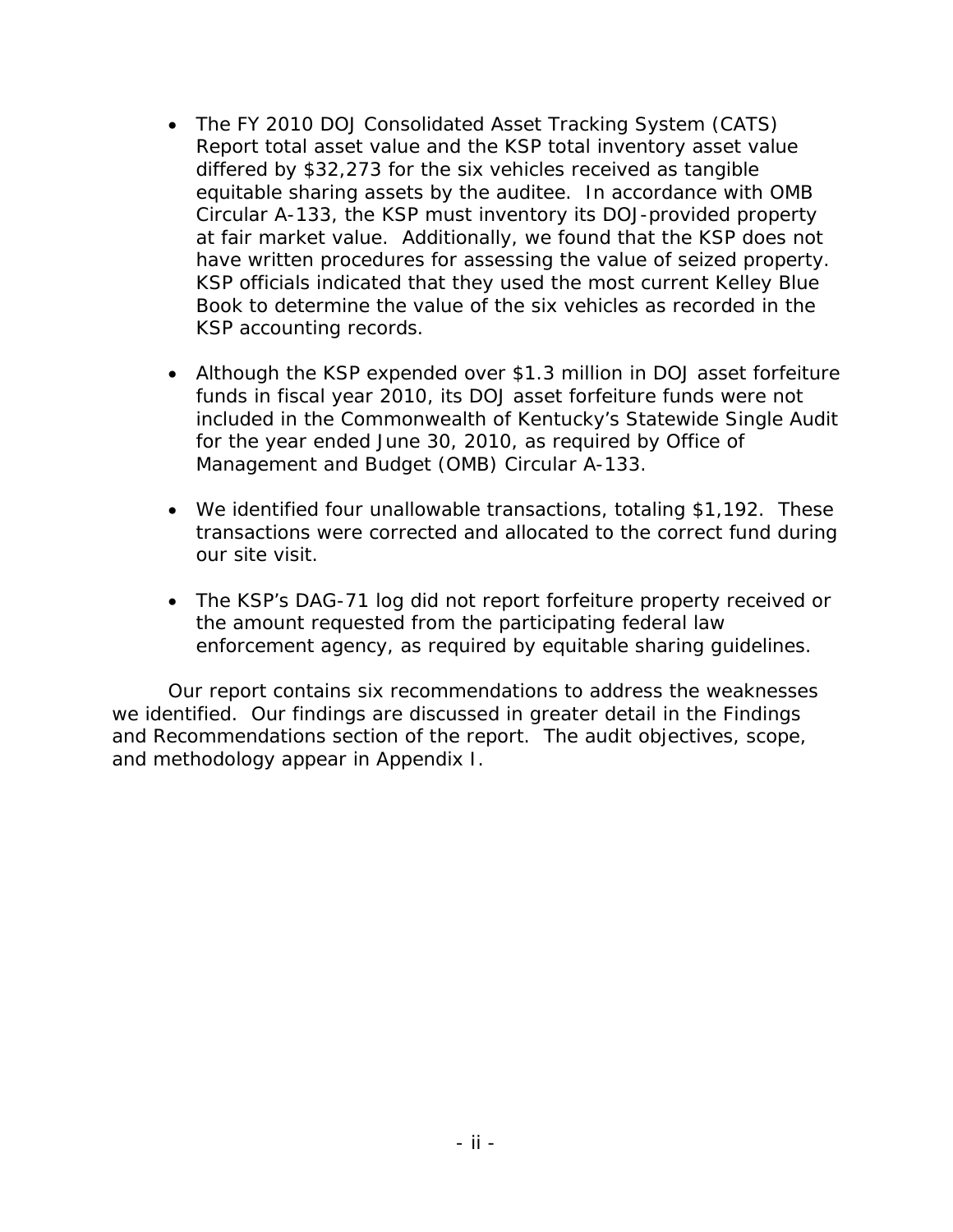- The FY 2010 DOJ Consolidated Asset Tracking System (CATS) Report total asset value and the KSP total inventory asset value differed by $32,273 for the six vehicles received as tangible equitable sharing assets by the auditee. In accordance with OMB Circular A-133, the KSP must inventory its DOJ-provided property at fair market value. Additionally, we found that the KSP does not have written procedures for assessing the value of seized property. KSP officials indicated that they used the most current Kelley Blue Book to determine the value of the six vehicles as recorded in the KSP accounting records.

- Although the KSP expended over $1.3 million in DOJ asset forfeiture funds in fiscal year 2010, its DOJ asset forfeiture funds were not included in the Commonwealth of Kentucky's Statewide Single Audit for the year ended June 30, 2010, as required by Office of Management and Budget (OMB) Circular A-133.

- We identified four unallowable transactions, totaling $1,192. These transactions were corrected and allocated to the correct fund during our site visit.

- The KSP's DAG-71 log did not report forfeiture property received or the amount requested from the participating federal law enforcement agency, as required by equitable sharing guidelines.

Our report contains six recommendations to address the weaknesses we identified. Our findings are discussed in greater detail in the Findings and Recommendations section of the report. The audit objectives, scope, and methodology appear in Appendix I.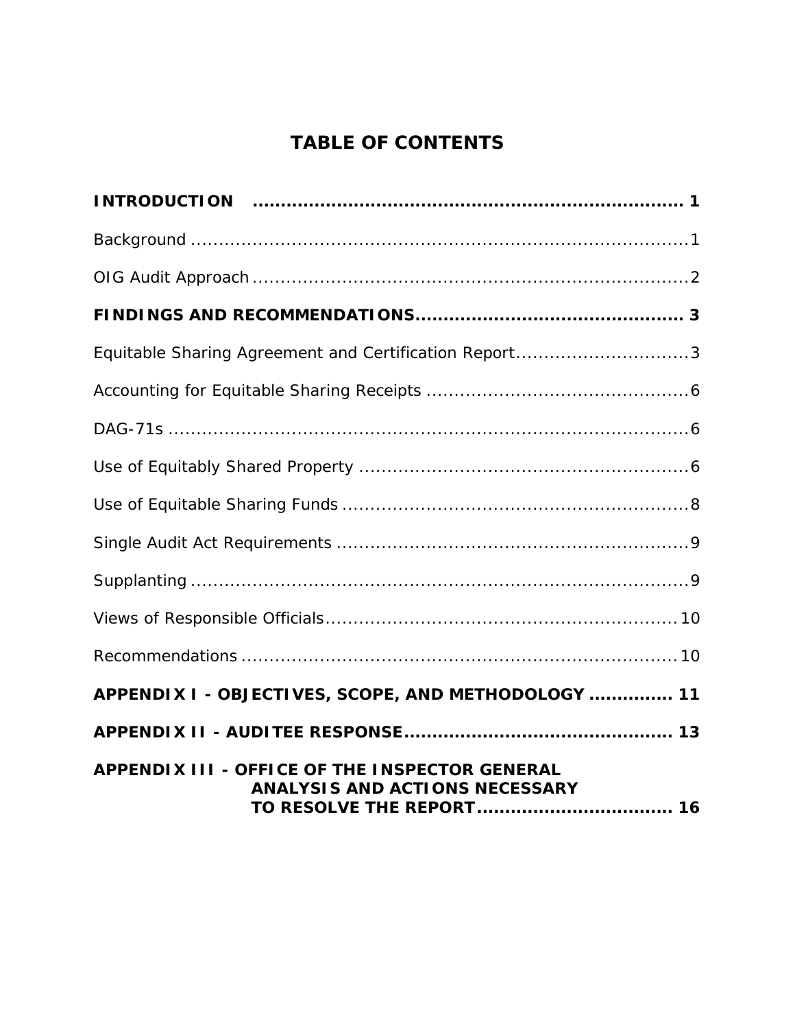# TABLE OF CONTENTS

**INTRODUCTION** ............................................................................ **1**

Background ............................................................................ 1

OIG Audit Approach ............................................................................ 2

**FINDINGS AND RECOMMENDATIONS** ............................................ **3**

Equitable Sharing Agreement and Certification Report ............................ 3

Accounting for Equitable Sharing Receipts ............................................ 6

DAG-71s ............................................................................ 6

Use of Equitably Shared Property ............................................ 6

Use of Equitable Sharing Funds ............................................ 8

Single Audit Act Requirements ............................................ 9

Supplanting ............................................................................ 9

Views of Responsible Officials ............................................ 10

Recommendations ............................................................................ 10

**APPENDIX I - OBJECTIVES, SCOPE, AND METHODOLOGY** .............. **11**

**APPENDIX II - AUDITEE RESPONSE** ............................................ **13**

**APPENDIX III - OFFICE OF THE INSPECTOR GENERAL ANALYSIS AND ACTIONS NECESSARY TO RESOLVE THE REPORT** .................................. **16**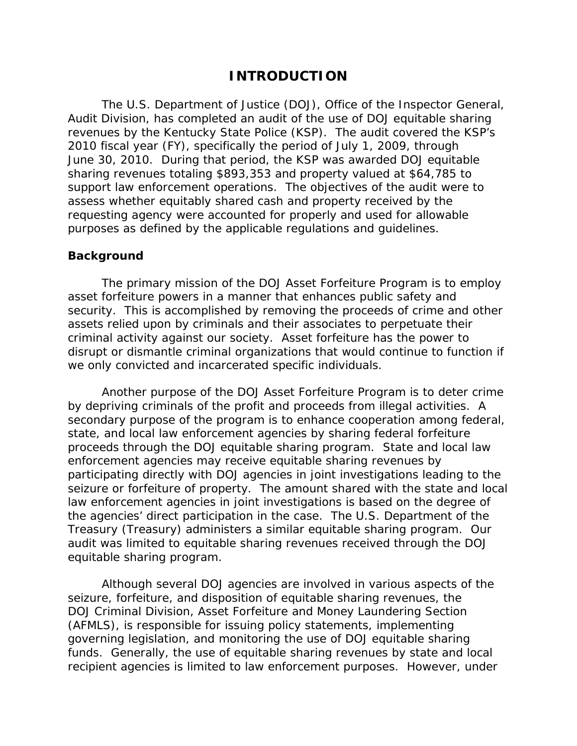# INTRODUCTION

The U.S. Department of Justice (DOJ), Office of the Inspector General, Audit Division, has completed an audit of the use of DOJ equitable sharing revenues by the Kentucky State Police (KSP). The audit covered the KSP's 2010 fiscal year (FY), specifically the period of July 1, 2009, through June 30, 2010. During that period, the KSP was awarded DOJ equitable sharing revenues totaling $893,353 and property valued at $64,785 to support law enforcement operations. The objectives of the audit were to assess whether equitably shared cash and property received by the requesting agency were accounted for properly and used for allowable purposes as defined by the applicable regulations and guidelines.

## Background

The primary mission of the DOJ Asset Forfeiture Program is to employ asset forfeiture powers in a manner that enhances public safety and security. This is accomplished by removing the proceeds of crime and other assets relied upon by criminals and their associates to perpetuate their criminal activity against our society. Asset forfeiture has the power to disrupt or dismantle criminal organizations that would continue to function if we only convicted and incarcerated specific individuals.

Another purpose of the DOJ Asset Forfeiture Program is to deter crime by depriving criminals of the profit and proceeds from illegal activities. A secondary purpose of the program is to enhance cooperation among federal, state, and local law enforcement agencies by sharing federal forfeiture proceeds through the DOJ equitable sharing program. State and local law enforcement agencies may receive equitable sharing revenues by participating directly with DOJ agencies in joint investigations leading to the seizure or forfeiture of property. The amount shared with the state and local law enforcement agencies in joint investigations is based on the degree of the agencies' direct participation in the case. The U.S. Department of the Treasury (Treasury) administers a similar equitable sharing program. Our audit was limited to equitable sharing revenues received through the DOJ equitable sharing program.

Although several DOJ agencies are involved in various aspects of the seizure, forfeiture, and disposition of equitable sharing revenues, the DOJ Criminal Division, Asset Forfeiture and Money Laundering Section (AFMLS), is responsible for issuing policy statements, implementing governing legislation, and monitoring the use of DOJ equitable sharing funds. Generally, the use of equitable sharing revenues by state and local recipient agencies is limited to law enforcement purposes. However, under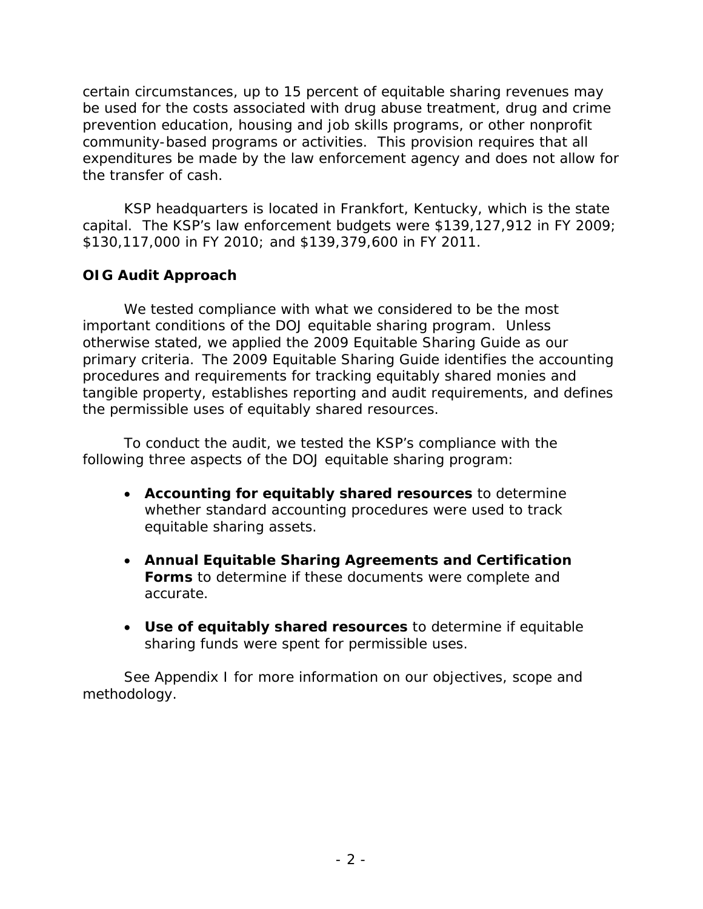certain circumstances, up to 15 percent of equitable sharing revenues may be used for the costs associated with drug abuse treatment, drug and crime prevention education, housing and job skills programs, or other nonprofit community-based programs or activities. This provision requires that all expenditures be made by the law enforcement agency and does not allow for the transfer of cash.

KSP headquarters is located in Frankfort, Kentucky, which is the state capital. The KSP's law enforcement budgets were $139,127,912 in FY 2009; $130,117,000 in FY 2010; and $139,379,600 in FY 2011.

### OIG Audit Approach

We tested compliance with what we considered to be the most important conditions of the DOJ equitable sharing program. Unless otherwise stated, we applied the 2009 Equitable Sharing Guide as our primary criteria. The 2009 Equitable Sharing Guide identifies the accounting procedures and requirements for tracking equitably shared monies and tangible property, establishes reporting and audit requirements, and defines the permissible uses of equitably shared resources.

To conduct the audit, we tested the KSP's compliance with the following three aspects of the DOJ equitable sharing program:

- **Accounting for equitably shared resources** to determine whether standard accounting procedures were used to track equitable sharing assets.
- **Annual Equitable Sharing Agreements and Certification Forms** to determine if these documents were complete and accurate.
- **Use of equitably shared resources** to determine if equitable sharing funds were spent for permissible uses.

See Appendix I for more information on our objectives, scope and methodology.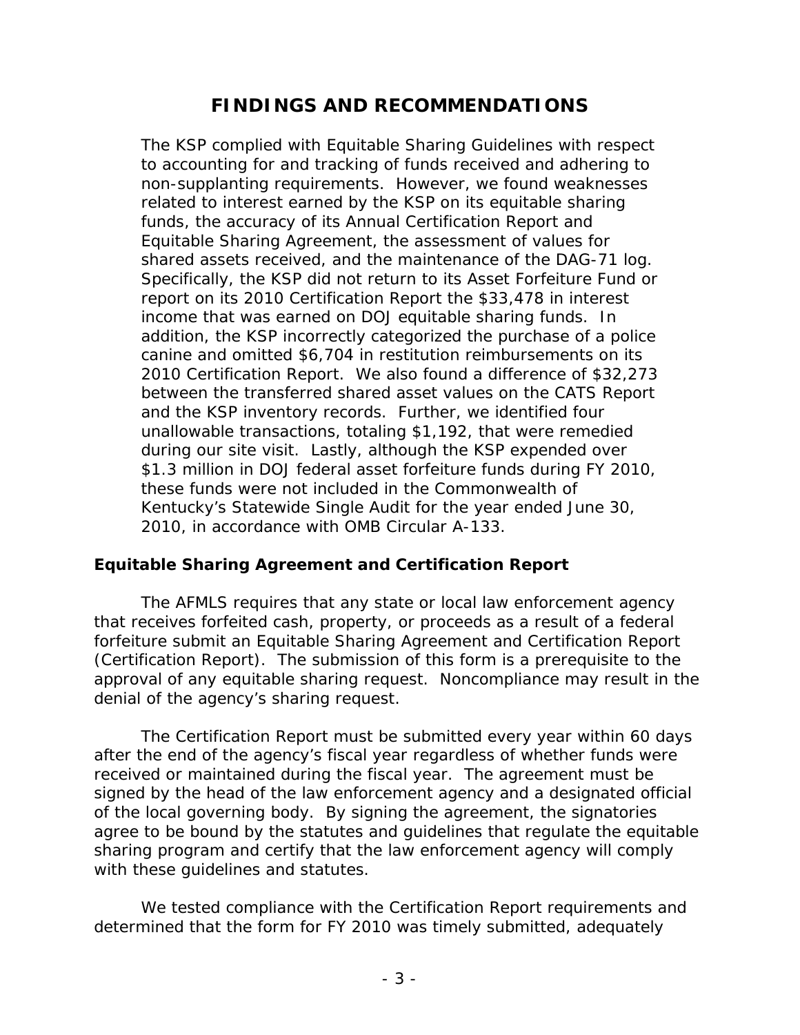# FINDINGS AND RECOMMENDATIONS

The KSP complied with Equitable Sharing Guidelines with respect to accounting for and tracking of funds received and adhering to non-supplanting requirements. However, we found weaknesses related to interest earned by the KSP on its equitable sharing funds, the accuracy of its Annual Certification Report and Equitable Sharing Agreement, the assessment of values for shared assets received, and the maintenance of the DAG-71 log. Specifically, the KSP did not return to its Asset Forfeiture Fund or report on its 2010 Certification Report the $33,478 in interest income that was earned on DOJ equitable sharing funds. In addition, the KSP incorrectly categorized the purchase of a police canine and omitted $6,704 in restitution reimbursements on its 2010 Certification Report. We also found a difference of $32,273 between the transferred shared asset values on the CATS Report and the KSP inventory records. Further, we identified four unallowable transactions, totaling $1,192, that were remedied during our site visit. Lastly, although the KSP expended over $1.3 million in DOJ federal asset forfeiture funds during FY 2010, these funds were not included in the Commonwealth of Kentucky's Statewide Single Audit for the year ended June 30, 2010, in accordance with OMB Circular A-133.

## Equitable Sharing Agreement and Certification Report

The AFMLS requires that any state or local law enforcement agency that receives forfeited cash, property, or proceeds as a result of a federal forfeiture submit an Equitable Sharing Agreement and Certification Report (Certification Report). The submission of this form is a prerequisite to the approval of any equitable sharing request. Noncompliance may result in the denial of the agency's sharing request.

The Certification Report must be submitted every year within 60 days after the end of the agency's fiscal year regardless of whether funds were received or maintained during the fiscal year. The agreement must be signed by the head of the law enforcement agency and a designated official of the local governing body. By signing the agreement, the signatories agree to be bound by the statutes and guidelines that regulate the equitable sharing program and certify that the law enforcement agency will comply with these guidelines and statutes.

We tested compliance with the Certification Report requirements and determined that the form for FY 2010 was timely submitted, adequately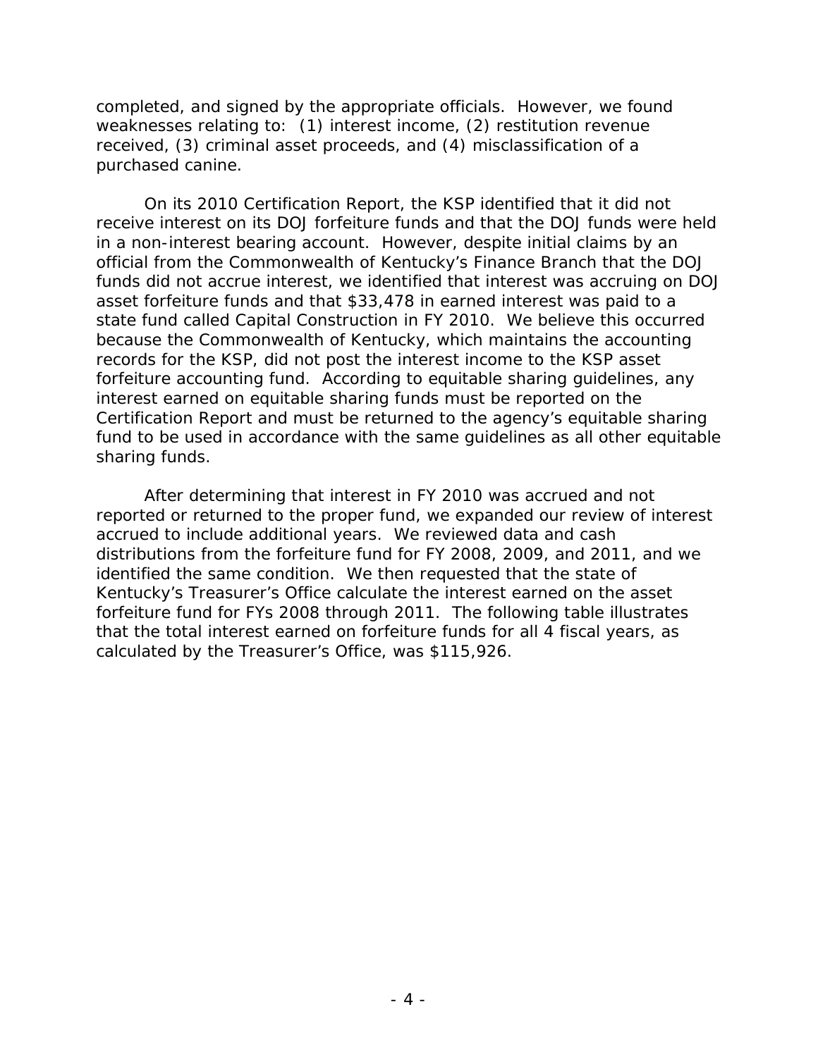completed, and signed by the appropriate officials. However, we found weaknesses relating to: (1) interest income, (2) restitution revenue received, (3) criminal asset proceeds, and (4) misclassification of a purchased canine.

On its 2010 Certification Report, the KSP identified that it did not receive interest on its DOJ forfeiture funds and that the DOJ funds were held in a non-interest bearing account. However, despite initial claims by an official from the Commonwealth of Kentucky's Finance Branch that the DOJ funds did not accrue interest, we identified that interest was accruing on DOJ asset forfeiture funds and that $33,478 in earned interest was paid to a state fund called Capital Construction in FY 2010. We believe this occurred because the Commonwealth of Kentucky, which maintains the accounting records for the KSP, did not post the interest income to the KSP asset forfeiture accounting fund. According to equitable sharing guidelines, any interest earned on equitable sharing funds must be reported on the Certification Report and must be returned to the agency's equitable sharing fund to be used in accordance with the same guidelines as all other equitable sharing funds.

After determining that interest in FY 2010 was accrued and not reported or returned to the proper fund, we expanded our review of interest accrued to include additional years. We reviewed data and cash distributions from the forfeiture fund for FY 2008, 2009, and 2011, and we identified the same condition. We then requested that the state of Kentucky's Treasurer's Office calculate the interest earned on the asset forfeiture fund for FYs 2008 through 2011. The following table illustrates that the total interest earned on forfeiture funds for all 4 fiscal years, as calculated by the Treasurer's Office, was $115,926.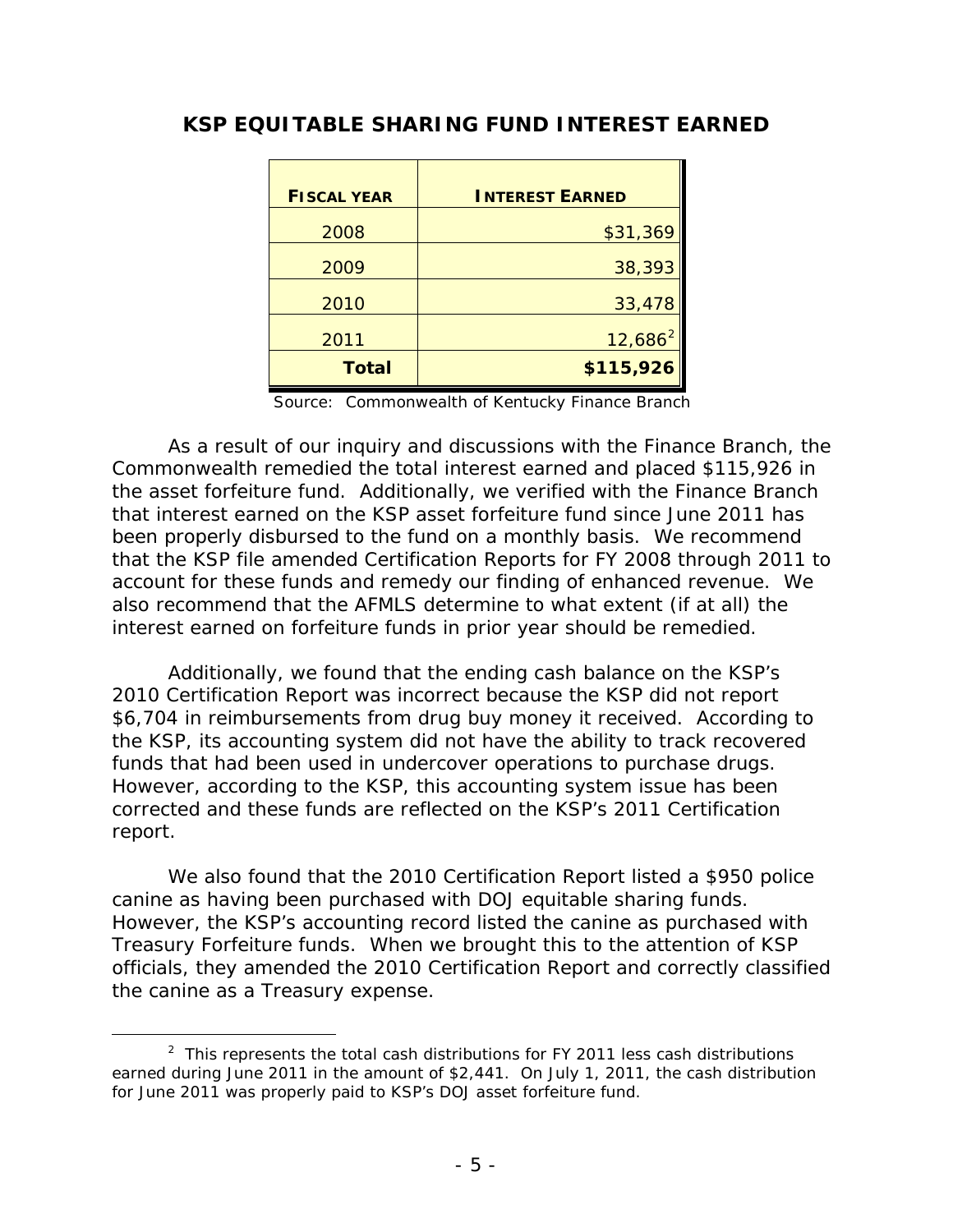## KSP EQUITABLE SHARING FUND INTEREST EARNED

| FISCAL YEAR | INTEREST EARNED |
|---|---|
| 2008 | $31,369 |
| 2009 | 38,393 |
| 2010 | 33,478 |
| 2011 | 12,686[2] |
| **Total** | **$115,926** |

Source: Commonwealth of Kentucky Finance Branch

As a result of our inquiry and discussions with the Finance Branch, the Commonwealth remedied the total interest earned and placed $115,926 in the asset forfeiture fund. Additionally, we verified with the Finance Branch that interest earned on the KSP asset forfeiture fund since June 2011 has been properly disbursed to the fund on a monthly basis. We recommend that the KSP file amended Certification Reports for FY 2008 through 2011 to account for these funds and remedy our finding of enhanced revenue. We also recommend that the AFMLS determine to what extent (if at all) the interest earned on forfeiture funds in prior year should be remedied.

Additionally, we found that the ending cash balance on the KSP's 2010 Certification Report was incorrect because the KSP did not report $6,704 in reimbursements from drug buy money it received. According to the KSP, its accounting system did not have the ability to track recovered funds that had been used in undercover operations to purchase drugs. However, according to the KSP, this accounting system issue has been corrected and these funds are reflected on the KSP's 2011 Certification report.

We also found that the 2010 Certification Report listed a $950 police canine as having been purchased with DOJ equitable sharing funds. However, the KSP's accounting record listed the canine as purchased with Treasury Forfeiture funds. When we brought this to the attention of KSP officials, they amended the 2010 Certification Report and correctly classified the canine as a Treasury expense.

[2] This represents the total cash distributions for FY 2011 less cash distributions earned during June 2011 in the amount of $2,441. On July 1, 2011, the cash distribution for June 2011 was properly paid to KSP's DOJ asset forfeiture fund.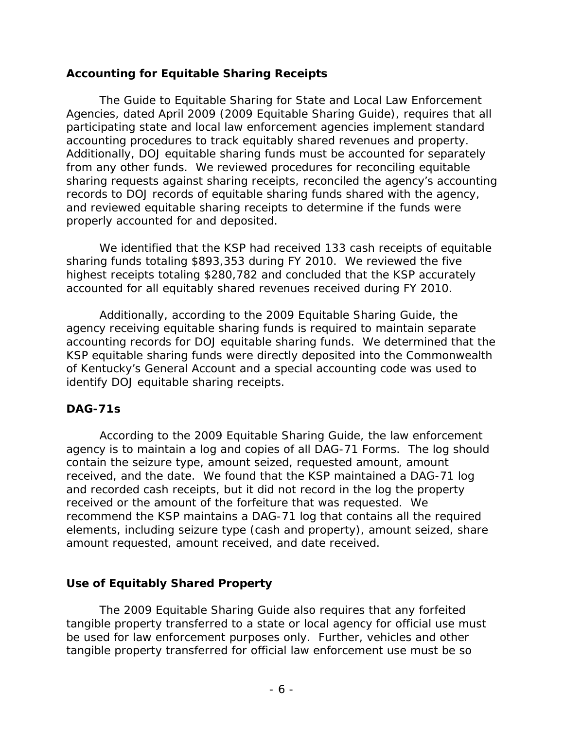### Accounting for Equitable Sharing Receipts

The Guide to Equitable Sharing for State and Local Law Enforcement Agencies, dated April 2009 (2009 Equitable Sharing Guide), requires that all participating state and local law enforcement agencies implement standard accounting procedures to track equitably shared revenues and property. Additionally, DOJ equitable sharing funds must be accounted for separately from any other funds. We reviewed procedures for reconciling equitable sharing requests against sharing receipts, reconciled the agency's accounting records to DOJ records of equitable sharing funds shared with the agency, and reviewed equitable sharing receipts to determine if the funds were properly accounted for and deposited.

We identified that the KSP had received 133 cash receipts of equitable sharing funds totaling $893,353 during FY 2010. We reviewed the five highest receipts totaling $280,782 and concluded that the KSP accurately accounted for all equitably shared revenues received during FY 2010.

Additionally, according to the 2009 Equitable Sharing Guide, the agency receiving equitable sharing funds is required to maintain separate accounting records for DOJ equitable sharing funds. We determined that the KSP equitable sharing funds were directly deposited into the Commonwealth of Kentucky's General Account and a special accounting code was used to identify DOJ equitable sharing receipts.

### DAG-71s

According to the 2009 Equitable Sharing Guide, the law enforcement agency is to maintain a log and copies of all DAG-71 Forms. The log should contain the seizure type, amount seized, requested amount, amount received, and the date. We found that the KSP maintained a DAG-71 log and recorded cash receipts, but it did not record in the log the property received or the amount of the forfeiture that was requested. We recommend the KSP maintains a DAG-71 log that contains all the required elements, including seizure type (cash and property), amount seized, share amount requested, amount received, and date received.

### Use of Equitably Shared Property

The 2009 Equitable Sharing Guide also requires that any forfeited tangible property transferred to a state or local agency for official use must be used for law enforcement purposes only. Further, vehicles and other tangible property transferred for official law enforcement use must be so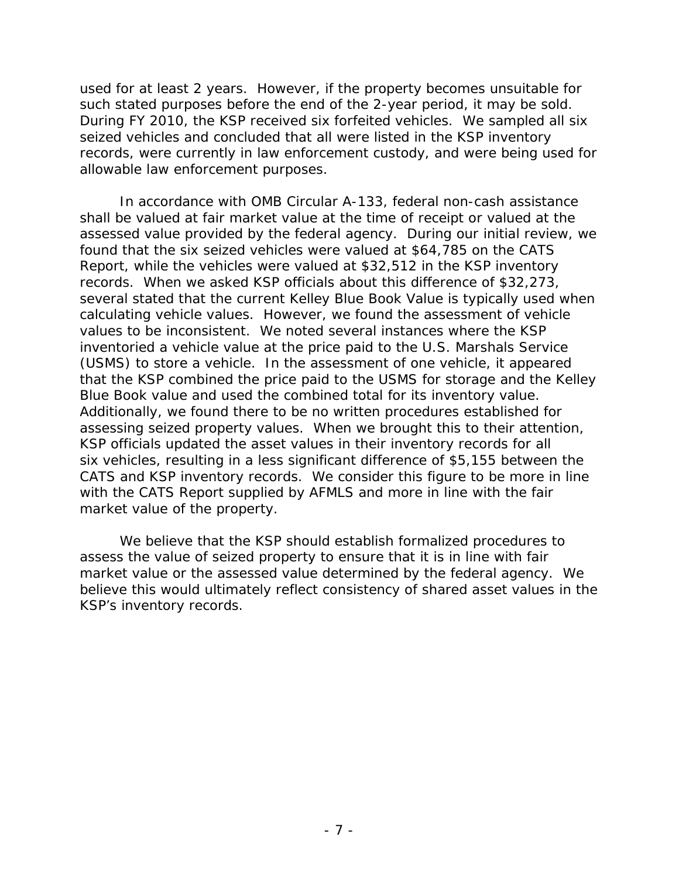used for at least 2 years. However, if the property becomes unsuitable for such stated purposes before the end of the 2-year period, it may be sold. During FY 2010, the KSP received six forfeited vehicles. We sampled all six seized vehicles and concluded that all were listed in the KSP inventory records, were currently in law enforcement custody, and were being used for allowable law enforcement purposes.

In accordance with OMB Circular A-133, federal non-cash assistance shall be valued at fair market value at the time of receipt or valued at the assessed value provided by the federal agency. During our initial review, we found that the six seized vehicles were valued at $64,785 on the CATS Report, while the vehicles were valued at $32,512 in the KSP inventory records. When we asked KSP officials about this difference of $32,273, several stated that the current Kelley Blue Book Value is typically used when calculating vehicle values. However, we found the assessment of vehicle values to be inconsistent. We noted several instances where the KSP inventoried a vehicle value at the price paid to the U.S. Marshals Service (USMS) to store a vehicle. In the assessment of one vehicle, it appeared that the KSP combined the price paid to the USMS for storage and the Kelley Blue Book value and used the combined total for its inventory value. Additionally, we found there to be no written procedures established for assessing seized property values. When we brought this to their attention, KSP officials updated the asset values in their inventory records for all six vehicles, resulting in a less significant difference of $5,155 between the CATS and KSP inventory records. We consider this figure to be more in line with the CATS Report supplied by AFMLS and more in line with the fair market value of the property.

We believe that the KSP should establish formalized procedures to assess the value of seized property to ensure that it is in line with fair market value or the assessed value determined by the federal agency. We believe this would ultimately reflect consistency of shared asset values in the KSP's inventory records.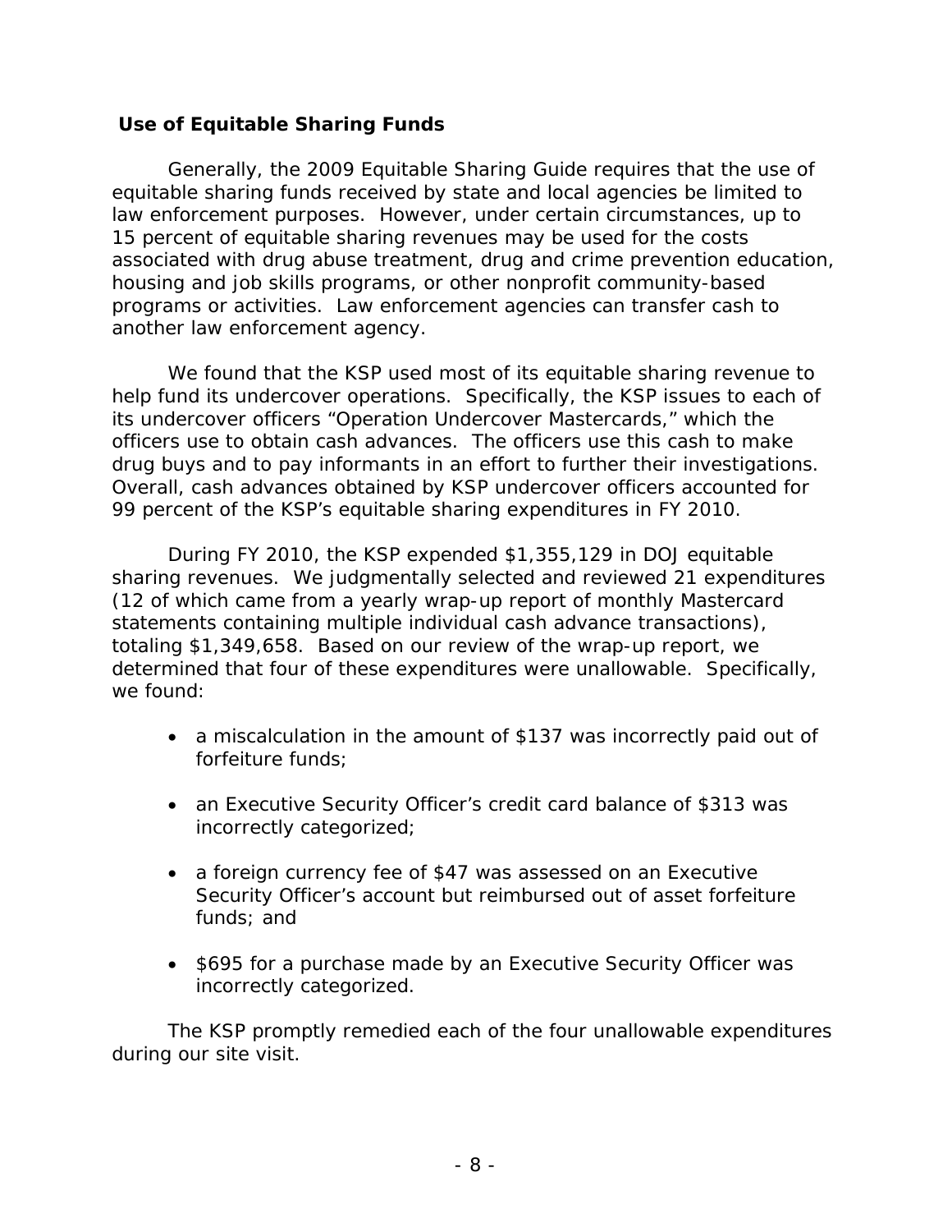## Use of Equitable Sharing Funds

Generally, the 2009 Equitable Sharing Guide requires that the use of equitable sharing funds received by state and local agencies be limited to law enforcement purposes. However, under certain circumstances, up to 15 percent of equitable sharing revenues may be used for the costs associated with drug abuse treatment, drug and crime prevention education, housing and job skills programs, or other nonprofit community-based programs or activities. Law enforcement agencies can transfer cash to another law enforcement agency.

We found that the KSP used most of its equitable sharing revenue to help fund its undercover operations. Specifically, the KSP issues to each of its undercover officers "Operation Undercover Mastercards," which the officers use to obtain cash advances. The officers use this cash to make drug buys and to pay informants in an effort to further their investigations. Overall, cash advances obtained by KSP undercover officers accounted for 99 percent of the KSP's equitable sharing expenditures in FY 2010.

During FY 2010, the KSP expended $1,355,129 in DOJ equitable sharing revenues. We judgmentally selected and reviewed 21 expenditures (12 of which came from a yearly wrap-up report of monthly Mastercard statements containing multiple individual cash advance transactions), totaling $1,349,658. Based on our review of the wrap-up report, we determined that four of these expenditures were unallowable. Specifically, we found:

- a miscalculation in the amount of $137 was incorrectly paid out of forfeiture funds;
- an Executive Security Officer's credit card balance of $313 was incorrectly categorized;
- a foreign currency fee of $47 was assessed on an Executive Security Officer's account but reimbursed out of asset forfeiture funds; and
- $695 for a purchase made by an Executive Security Officer was incorrectly categorized.

The KSP promptly remedied each of the four unallowable expenditures during our site visit.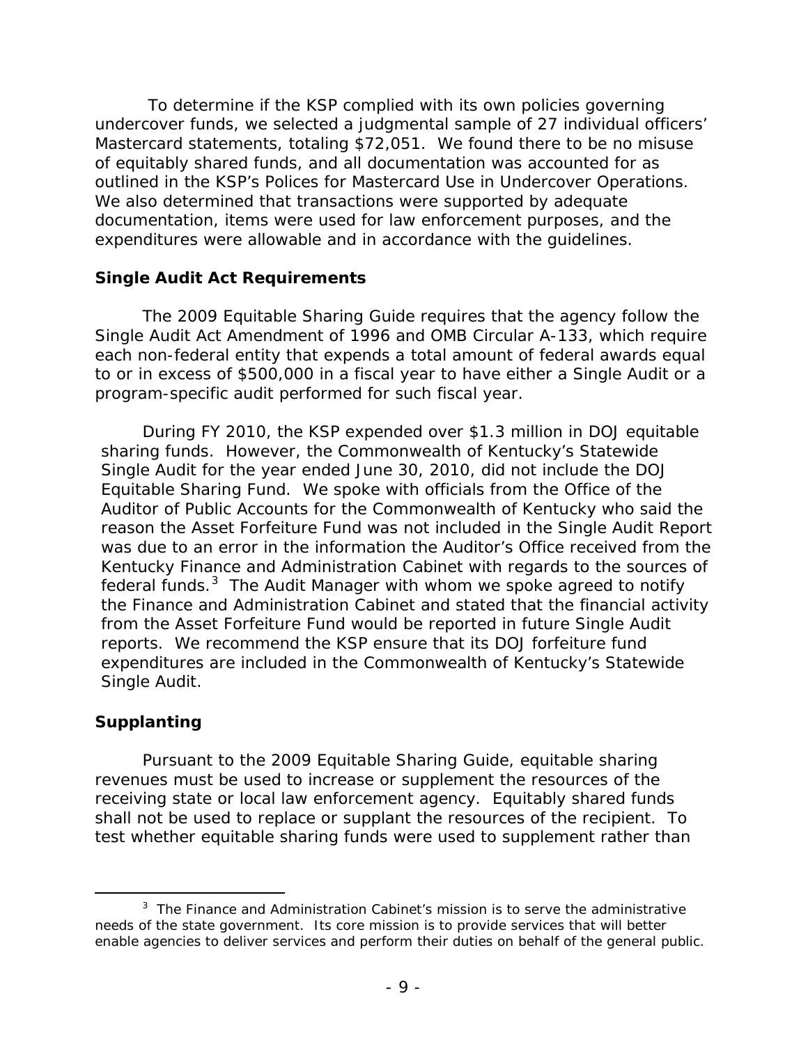To determine if the KSP complied with its own policies governing undercover funds, we selected a judgmental sample of 27 individual officers' Mastercard statements, totaling $72,051. We found there to be no misuse of equitably shared funds, and all documentation was accounted for as outlined in the KSP's Polices for Mastercard Use in Undercover Operations. We also determined that transactions were supported by adequate documentation, items were used for law enforcement purposes, and the expenditures were allowable and in accordance with the guidelines.

### Single Audit Act Requirements

The 2009 Equitable Sharing Guide requires that the agency follow the Single Audit Act Amendment of 1996 and OMB Circular A-133, which require each non-federal entity that expends a total amount of federal awards equal to or in excess of $500,000 in a fiscal year to have either a Single Audit or a program-specific audit performed for such fiscal year.

During FY 2010, the KSP expended over $1.3 million in DOJ equitable sharing funds. However, the Commonwealth of Kentucky's Statewide Single Audit for the year ended June 30, 2010, did not include the DOJ Equitable Sharing Fund. We spoke with officials from the Office of the Auditor of Public Accounts for the Commonwealth of Kentucky who said the reason the Asset Forfeiture Fund was not included in the Single Audit Report was due to an error in the information the Auditor's Office received from the Kentucky Finance and Administration Cabinet with regards to the sources of federal funds.[3] The Audit Manager with whom we spoke agreed to notify the Finance and Administration Cabinet and stated that the financial activity from the Asset Forfeiture Fund would be reported in future Single Audit reports. We recommend the KSP ensure that its DOJ forfeiture fund expenditures are included in the Commonwealth of Kentucky's Statewide Single Audit.

### Supplanting

Pursuant to the 2009 Equitable Sharing Guide, equitable sharing revenues must be used to increase or supplement the resources of the receiving state or local law enforcement agency. Equitably shared funds shall not be used to replace or supplant the resources of the recipient. To test whether equitable sharing funds were used to supplement rather than

---

[3] The Finance and Administration Cabinet's mission is to serve the administrative needs of the state government. Its core mission is to provide services that will better enable agencies to deliver services and perform their duties on behalf of the general public.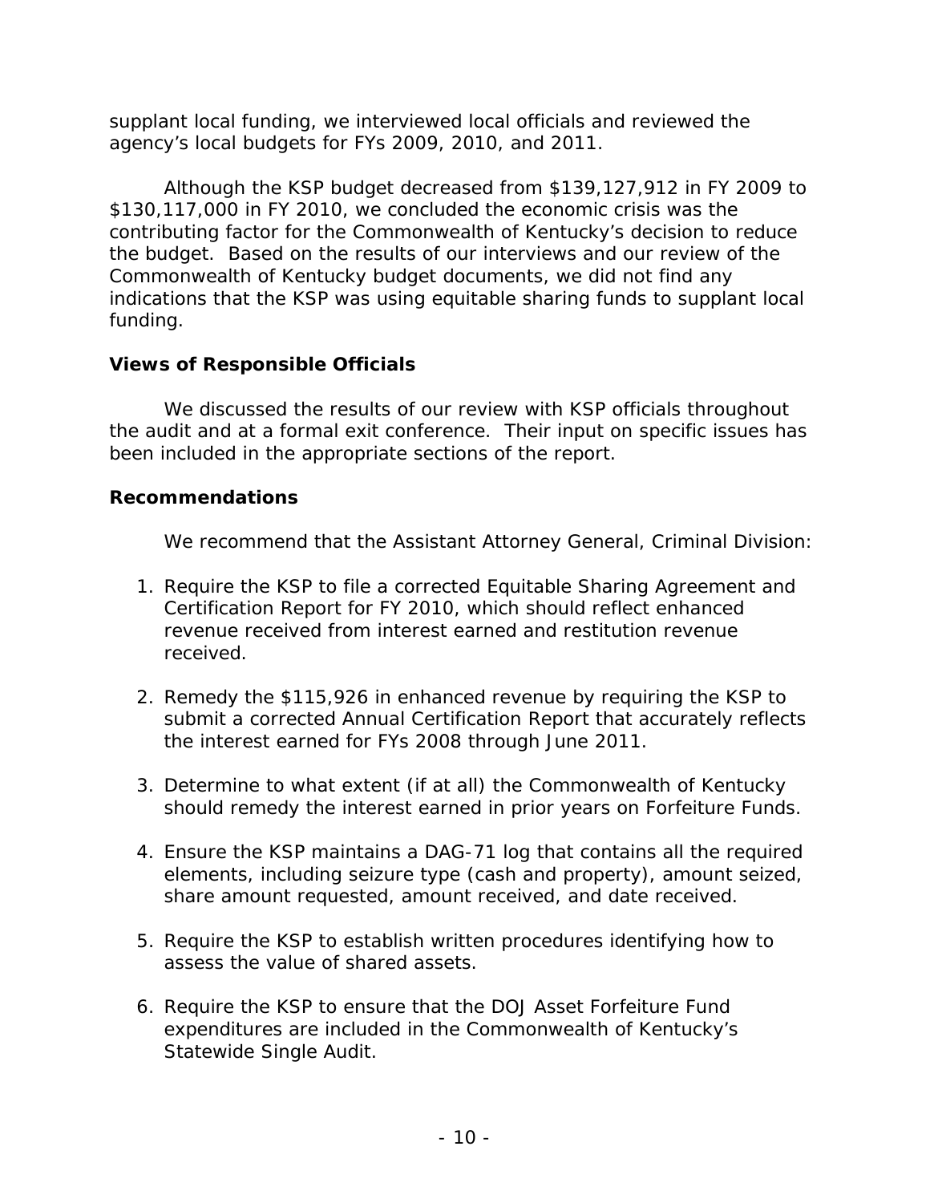supplant local funding, we interviewed local officials and reviewed the agency's local budgets for FYs 2009, 2010, and 2011.

Although the KSP budget decreased from $139,127,912 in FY 2009 to $130,117,000 in FY 2010, we concluded the economic crisis was the contributing factor for the Commonwealth of Kentucky's decision to reduce the budget. Based on the results of our interviews and our review of the Commonwealth of Kentucky budget documents, we did not find any indications that the KSP was using equitable sharing funds to supplant local funding.

### Views of Responsible Officials

We discussed the results of our review with KSP officials throughout the audit and at a formal exit conference. Their input on specific issues has been included in the appropriate sections of the report.

### Recommendations

We recommend that the Assistant Attorney General, Criminal Division:

1. Require the KSP to file a corrected Equitable Sharing Agreement and Certification Report for FY 2010, which should reflect enhanced revenue received from interest earned and restitution revenue received.

2. Remedy the $115,926 in enhanced revenue by requiring the KSP to submit a corrected Annual Certification Report that accurately reflects the interest earned for FYs 2008 through June 2011.

3. Determine to what extent (if at all) the Commonwealth of Kentucky should remedy the interest earned in prior years on Forfeiture Funds.

4. Ensure the KSP maintains a DAG-71 log that contains all the required elements, including seizure type (cash and property), amount seized, share amount requested, amount received, and date received.

5. Require the KSP to establish written procedures identifying how to assess the value of shared assets.

6. Require the KSP to ensure that the DOJ Asset Forfeiture Fund expenditures are included in the Commonwealth of Kentucky's Statewide Single Audit.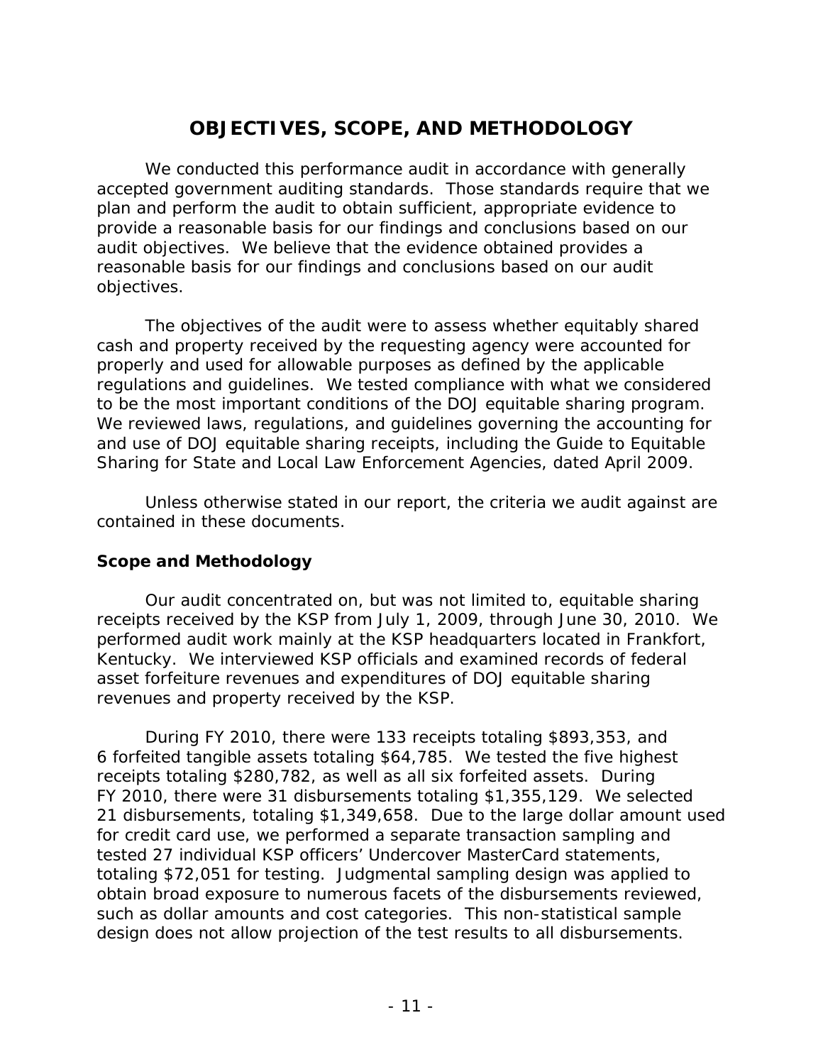# OBJECTIVES, SCOPE, AND METHODOLOGY

We conducted this performance audit in accordance with generally accepted government auditing standards. Those standards require that we plan and perform the audit to obtain sufficient, appropriate evidence to provide a reasonable basis for our findings and conclusions based on our audit objectives. We believe that the evidence obtained provides a reasonable basis for our findings and conclusions based on our audit objectives.

The objectives of the audit were to assess whether equitably shared cash and property received by the requesting agency were accounted for properly and used for allowable purposes as defined by the applicable regulations and guidelines. We tested compliance with what we considered to be the most important conditions of the DOJ equitable sharing program. We reviewed laws, regulations, and guidelines governing the accounting for and use of DOJ equitable sharing receipts, including the Guide to Equitable Sharing for State and Local Law Enforcement Agencies, dated April 2009.

Unless otherwise stated in our report, the criteria we audit against are contained in these documents.

### Scope and Methodology

Our audit concentrated on, but was not limited to, equitable sharing receipts received by the KSP from July 1, 2009, through June 30, 2010. We performed audit work mainly at the KSP headquarters located in Frankfort, Kentucky. We interviewed KSP officials and examined records of federal asset forfeiture revenues and expenditures of DOJ equitable sharing revenues and property received by the KSP.

During FY 2010, there were 133 receipts totaling $893,353, and 6 forfeited tangible assets totaling $64,785. We tested the five highest receipts totaling $280,782, as well as all six forfeited assets. During FY 2010, there were 31 disbursements totaling $1,355,129. We selected 21 disbursements, totaling $1,349,658. Due to the large dollar amount used for credit card use, we performed a separate transaction sampling and tested 27 individual KSP officers' Undercover MasterCard statements, totaling $72,051 for testing. Judgmental sampling design was applied to obtain broad exposure to numerous facets of the disbursements reviewed, such as dollar amounts and cost categories. This non-statistical sample design does not allow projection of the test results to all disbursements.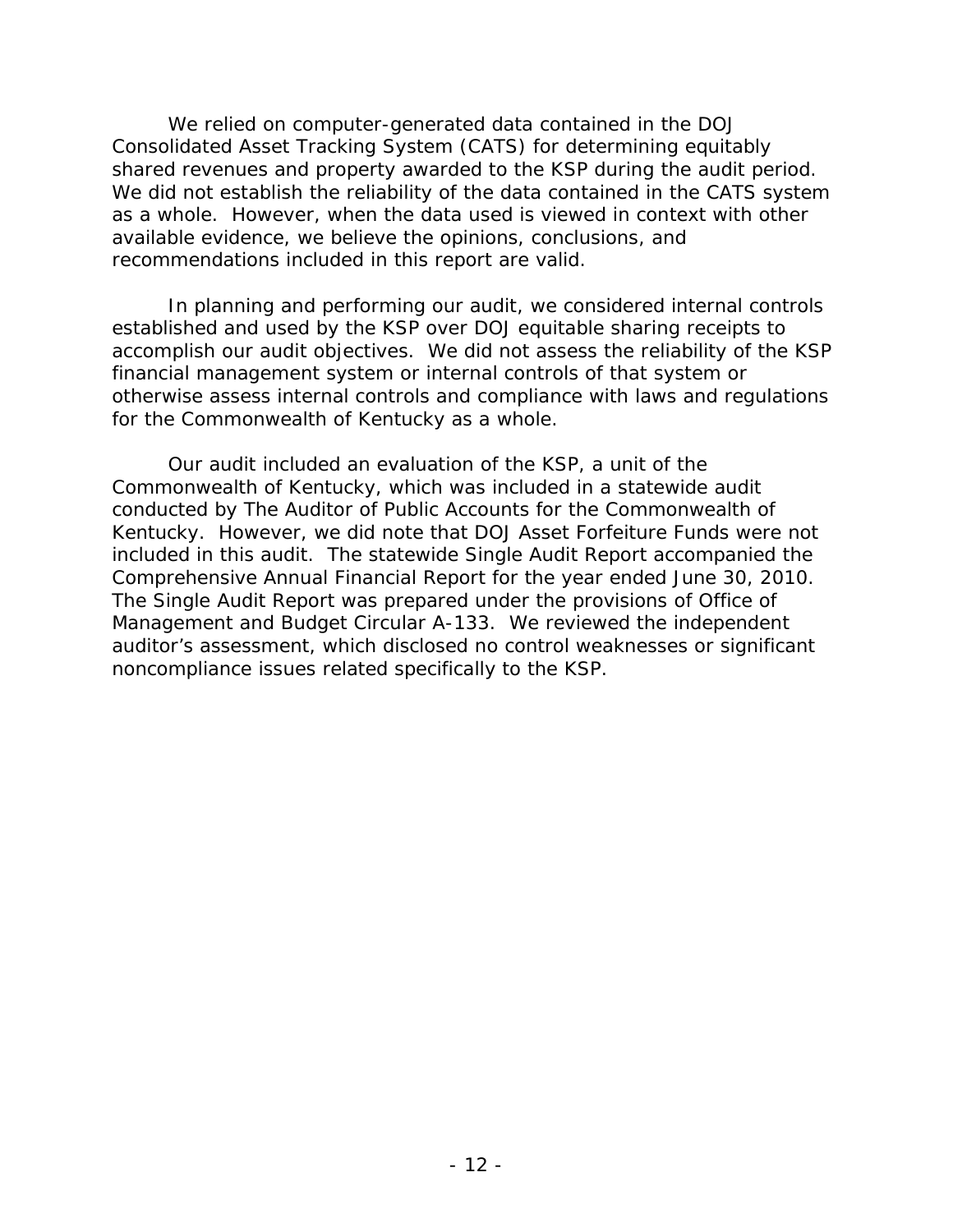We relied on computer-generated data contained in the DOJ Consolidated Asset Tracking System (CATS) for determining equitably shared revenues and property awarded to the KSP during the audit period. We did not establish the reliability of the data contained in the CATS system as a whole. However, when the data used is viewed in context with other available evidence, we believe the opinions, conclusions, and recommendations included in this report are valid.

In planning and performing our audit, we considered internal controls established and used by the KSP over DOJ equitable sharing receipts to accomplish our audit objectives. We did not assess the reliability of the KSP financial management system or internal controls of that system or otherwise assess internal controls and compliance with laws and regulations for the Commonwealth of Kentucky as a whole.

Our audit included an evaluation of the KSP, a unit of the Commonwealth of Kentucky, which was included in a statewide audit conducted by The Auditor of Public Accounts for the Commonwealth of Kentucky. However, we did note that DOJ Asset Forfeiture Funds were not included in this audit. The statewide Single Audit Report accompanied the Comprehensive Annual Financial Report for the year ended June 30, 2010. The Single Audit Report was prepared under the provisions of Office of Management and Budget Circular A-133. We reviewed the independent auditor's assessment, which disclosed no control weaknesses or significant noncompliance issues related specifically to the KSP.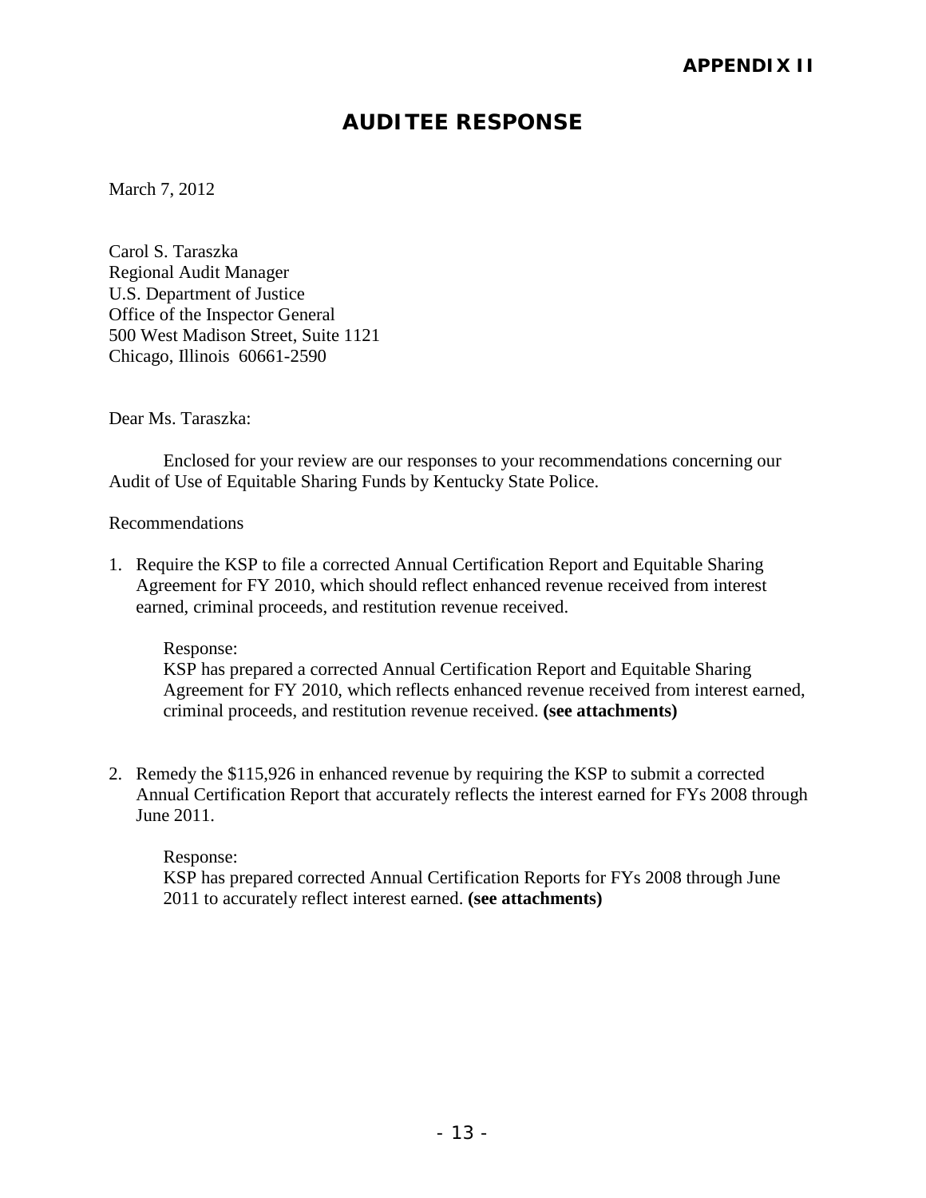**APPENDIX II**

# AUDITEE RESPONSE

March 7, 2012

Carol S. Taraszka
Regional Audit Manager
U.S. Department of Justice
Office of the Inspector General
500 West Madison Street, Suite 1121
Chicago, Illinois 60661-2590

Dear Ms. Taraszka:

Enclosed for your review are our responses to your recommendations concerning our Audit of Use of Equitable Sharing Funds by Kentucky State Police.

Recommendations

1. Require the KSP to file a corrected Annual Certification Report and Equitable Sharing Agreement for FY 2010, which should reflect enhanced revenue received from interest earned, criminal proceeds, and restitution revenue received.

   Response:
   KSP has prepared a corrected Annual Certification Report and Equitable Sharing Agreement for FY 2010, which reflects enhanced revenue received from interest earned, criminal proceeds, and restitution revenue received. **(see attachments)**

2. Remedy the $115,926 in enhanced revenue by requiring the KSP to submit a corrected Annual Certification Report that accurately reflects the interest earned for FYs 2008 through June 2011.

   Response:
   KSP has prepared corrected Annual Certification Reports for FYs 2008 through June 2011 to accurately reflect interest earned. **(see attachments)**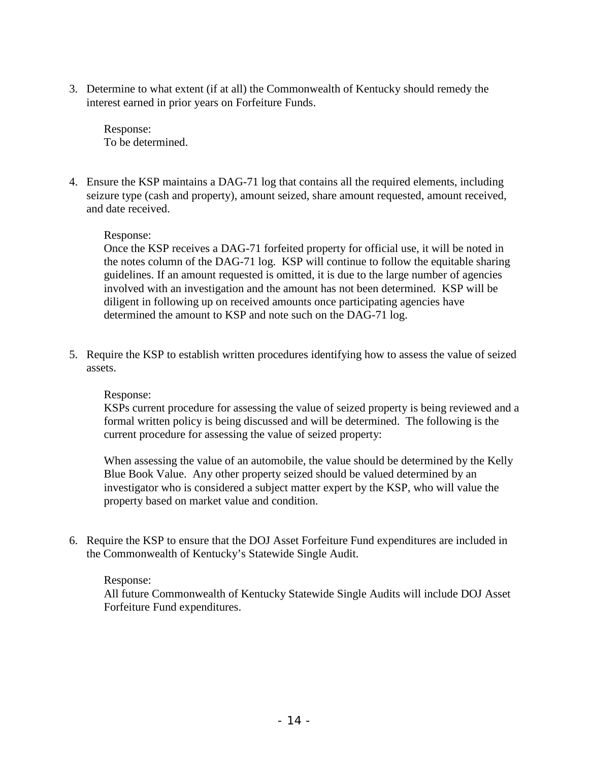3. Determine to what extent (if at all) the Commonwealth of Kentucky should remedy the interest earned in prior years on Forfeiture Funds.

   Response:
   To be determined.

4. Ensure the KSP maintains a DAG-71 log that contains all the required elements, including seizure type (cash and property), amount seized, share amount requested, amount received, and date received.

   Response:
   Once the KSP receives a DAG-71 forfeited property for official use, it will be noted in the notes column of the DAG-71 log. KSP will continue to follow the equitable sharing guidelines. If an amount requested is omitted, it is due to the large number of agencies involved with an investigation and the amount has not been determined. KSP will be diligent in following up on received amounts once participating agencies have determined the amount to KSP and note such on the DAG-71 log.

5. Require the KSP to establish written procedures identifying how to assess the value of seized assets.

   Response:
   KSPs current procedure for assessing the value of seized property is being reviewed and a formal written policy is being discussed and will be determined. The following is the current procedure for assessing the value of seized property:

   When assessing the value of an automobile, the value should be determined by the Kelly Blue Book Value. Any other property seized should be valued determined by an investigator who is considered a subject matter expert by the KSP, who will value the property based on market value and condition.

6. Require the KSP to ensure that the DOJ Asset Forfeiture Fund expenditures are included in the Commonwealth of Kentucky's Statewide Single Audit.

   Response:
   All future Commonwealth of Kentucky Statewide Single Audits will include DOJ Asset Forfeiture Fund expenditures.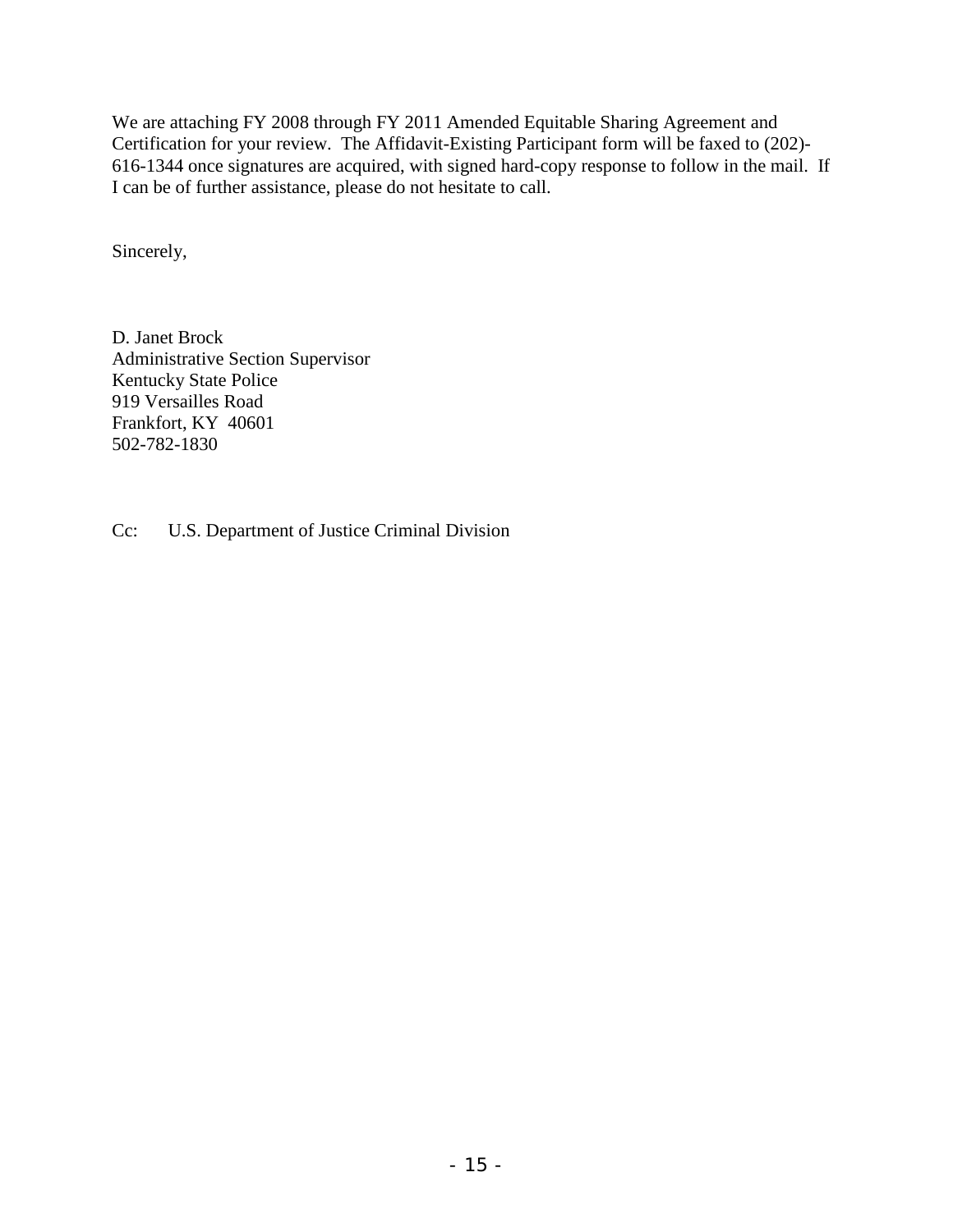We are attaching FY 2008 through FY 2011 Amended Equitable Sharing Agreement and Certification for your review. The Affidavit-Existing Participant form will be faxed to (202)-616-1344 once signatures are acquired, with signed hard-copy response to follow in the mail. If I can be of further assistance, please do not hesitate to call.

Sincerely,

D. Janet Brock
Administrative Section Supervisor
Kentucky State Police
919 Versailles Road
Frankfort, KY 40601
502-782-1830

Cc: U.S. Department of Justice Criminal Division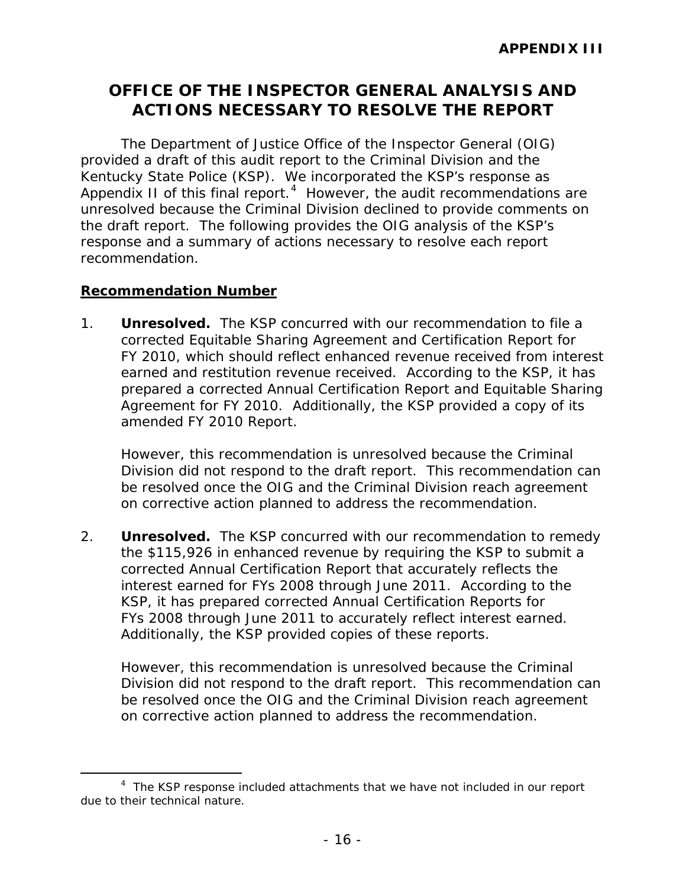**APPENDIX III**

# OFFICE OF THE INSPECTOR GENERAL ANALYSIS AND ACTIONS NECESSARY TO RESOLVE THE REPORT

The Department of Justice Office of the Inspector General (OIG) provided a draft of this audit report to the Criminal Division and the Kentucky State Police (KSP). We incorporated the KSP's response as Appendix II of this final report.[4] However, the audit recommendations are unresolved because the Criminal Division declined to provide comments on the draft report. The following provides the OIG analysis of the KSP's response and a summary of actions necessary to resolve each report recommendation.

**Recommendation Number**

1. **Unresolved.** The KSP concurred with our recommendation to file a corrected Equitable Sharing Agreement and Certification Report for FY 2010, which should reflect enhanced revenue received from interest earned and restitution revenue received. According to the KSP, it has prepared a corrected Annual Certification Report and Equitable Sharing Agreement for FY 2010. Additionally, the KSP provided a copy of its amended FY 2010 Report.

   However, this recommendation is unresolved because the Criminal Division did not respond to the draft report. This recommendation can be resolved once the OIG and the Criminal Division reach agreement on corrective action planned to address the recommendation.

2. **Unresolved.** The KSP concurred with our recommendation to remedy the $115,926 in enhanced revenue by requiring the KSP to submit a corrected Annual Certification Report that accurately reflects the interest earned for FYs 2008 through June 2011. According to the KSP, it has prepared corrected Annual Certification Reports for FYs 2008 through June 2011 to accurately reflect interest earned. Additionally, the KSP provided copies of these reports.

   However, this recommendation is unresolved because the Criminal Division did not respond to the draft report. This recommendation can be resolved once the OIG and the Criminal Division reach agreement on corrective action planned to address the recommendation.

---

[4] The KSP response included attachments that we have not included in our report due to their technical nature.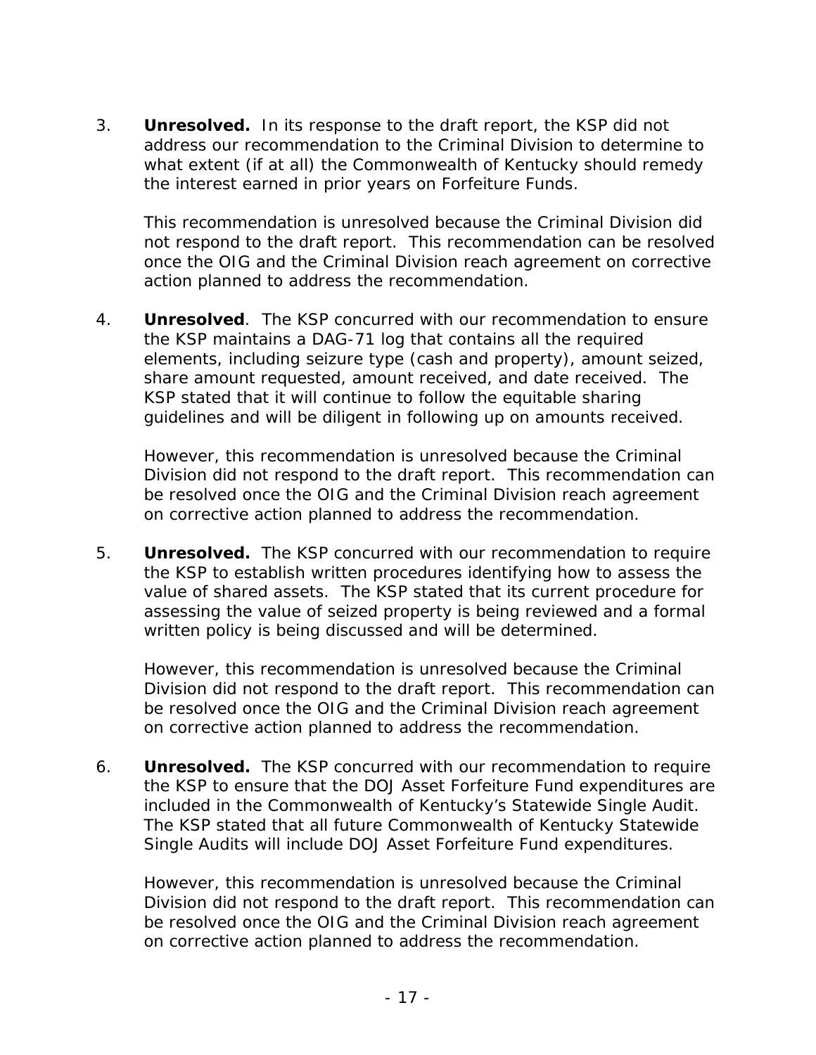3. **Unresolved.** In its response to the draft report, the KSP did not address our recommendation to the Criminal Division to determine to what extent (if at all) the Commonwealth of Kentucky should remedy the interest earned in prior years on Forfeiture Funds.

   This recommendation is unresolved because the Criminal Division did not respond to the draft report. This recommendation can be resolved once the OIG and the Criminal Division reach agreement on corrective action planned to address the recommendation.

4. **Unresolved**. The KSP concurred with our recommendation to ensure the KSP maintains a DAG-71 log that contains all the required elements, including seizure type (cash and property), amount seized, share amount requested, amount received, and date received. The KSP stated that it will continue to follow the equitable sharing guidelines and will be diligent in following up on amounts received.

   However, this recommendation is unresolved because the Criminal Division did not respond to the draft report. This recommendation can be resolved once the OIG and the Criminal Division reach agreement on corrective action planned to address the recommendation.

5. **Unresolved.** The KSP concurred with our recommendation to require the KSP to establish written procedures identifying how to assess the value of shared assets. The KSP stated that its current procedure for assessing the value of seized property is being reviewed and a formal written policy is being discussed and will be determined.

   However, this recommendation is unresolved because the Criminal Division did not respond to the draft report. This recommendation can be resolved once the OIG and the Criminal Division reach agreement on corrective action planned to address the recommendation.

6. **Unresolved.** The KSP concurred with our recommendation to require the KSP to ensure that the DOJ Asset Forfeiture Fund expenditures are included in the Commonwealth of Kentucky's Statewide Single Audit. The KSP stated that all future Commonwealth of Kentucky Statewide Single Audits will include DOJ Asset Forfeiture Fund expenditures.

   However, this recommendation is unresolved because the Criminal Division did not respond to the draft report. This recommendation can be resolved once the OIG and the Criminal Division reach agreement on corrective action planned to address the recommendation.